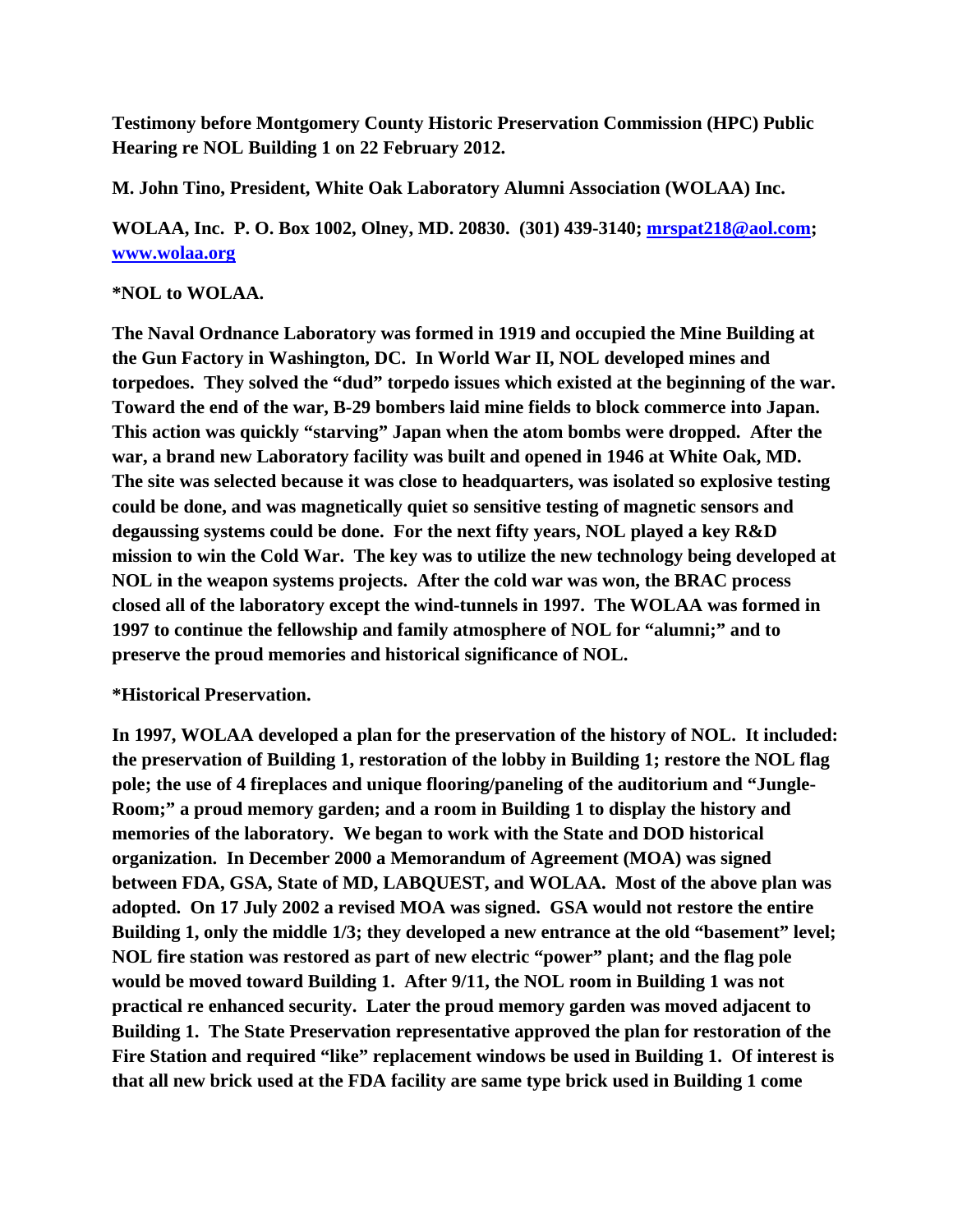**Testimony before Montgomery County Historic Preservation Commission (HPC) Public Hearing re NOL Building 1 on 22 February 2012.**

**M. John Tino, President, White Oak Laboratory Alumni Association (WOLAA) Inc.**

**WOLAA, Inc. P. O. Box 1002, Olney, MD. 20830. (301) 439-3140; mrspat218@aol.com; www.wolaa.org**

**\*NOL to WOLAA.**

**The Naval Ordnance Laboratory was formed in 1919 and occupied the Mine Building at the Gun Factory in Washington, DC. In World War II, NOL developed mines and torpedoes. They solved the "dud" torpedo issues which existed at the beginning of the war. Toward the end of the war, B-29 bombers laid mine fields to block commerce into Japan. This action was quickly "starving" Japan when the atom bombs were dropped. After the war, a brand new Laboratory facility was built and opened in 1946 at White Oak, MD. The site was selected because it was close to headquarters, was isolated so explosive testing could be done, and was magnetically quiet so sensitive testing of magnetic sensors and degaussing systems could be done. For the next fifty years, NOL played a key R&D mission to win the Cold War. The key was to utilize the new technology being developed at NOL in the weapon systems projects. After the cold war was won, the BRAC process closed all of the laboratory except the wind-tunnels in 1997. The WOLAA was formed in 1997 to continue the fellowship and family atmosphere of NOL for "alumni;" and to preserve the proud memories and historical significance of NOL.**

**\*Historical Preservation.**

**In 1997, WOLAA developed a plan for the preservation of the history of NOL. It included: the preservation of Building 1, restoration of the lobby in Building 1; restore the NOL flag pole; the use of 4 fireplaces and unique flooring/paneling of the auditorium and "Jungle-Room;" a proud memory garden; and a room in Building 1 to display the history and memories of the laboratory. We began to work with the State and DOD historical organization. In December 2000 a Memorandum of Agreement (MOA) was signed between FDA, GSA, State of MD, LABQUEST, and WOLAA. Most of the above plan was adopted. On 17 July 2002 a revised MOA was signed. GSA would not restore the entire Building 1, only the middle 1/3; they developed a new entrance at the old "basement" level; NOL fire station was restored as part of new electric "power" plant; and the flag pole would be moved toward Building 1. After 9/11, the NOL room in Building 1 was not practical re enhanced security. Later the proud memory garden was moved adjacent to Building 1. The State Preservation representative approved the plan for restoration of the Fire Station and required "like" replacement windows be used in Building 1. Of interest is that all new brick used at the FDA facility are same type brick used in Building 1 come**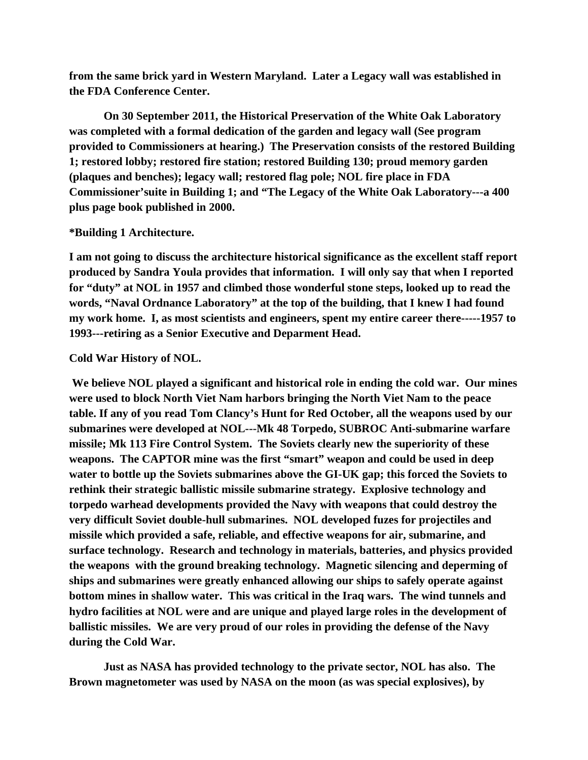**from the same brick yard in Western Maryland. Later a Legacy wall was established in the FDA Conference Center.**

**On 30 September 2011, the Historical Preservation of the White Oak Laboratory was completed with a formal dedication of the garden and legacy wall (See program provided to Commissioners at hearing.) The Preservation consists of the restored Building 1; restored lobby; restored fire station; restored Building 130; proud memory garden (plaques and benches); legacy wall; restored flag pole; NOL fire place in FDA Commissioner'suite in Building 1; and "The Legacy of the White Oak Laboratory---a 400 plus page book published in 2000.**

**\*Building 1 Architecture.**

**I am not going to discuss the architecture historical significance as the excellent staff report produced by Sandra Youla provides that information. I will only say that when I reported for "duty" at NOL in 1957 and climbed those wonderful stone steps, looked up to read the words, "Naval Ordnance Laboratory" at the top of the building, that I knew I had found my work home. I, as most scientists and engineers, spent my entire career there-----1957 to 1993---retiring as a Senior Executive and Deparment Head.**

**Cold War History of NOL.**

**We believe NOL played a significant and historical role in ending the cold war. Our mines were used to block North Viet Nam harbors bringing the North Viet Nam to the peace table. If any of you read Tom Clancy's Hunt for Red October, all the weapons used by our submarines were developed at NOL---Mk 48 Torpedo, SUBROC Anti-submarine warfare missile; Mk 113 Fire Control System. The Soviets clearly new the superiority of these weapons. The CAPTOR mine was the first "smart" weapon and could be used in deep water to bottle up the Soviets submarines above the GI-UK gap; this forced the Soviets to rethink their strategic ballistic missile submarine strategy. Explosive technology and torpedo warhead developments provided the Navy with weapons that could destroy the very difficult Soviet double-hull submarines. NOL developed fuzes for projectiles and missile which provided a safe, reliable, and effective weapons for air, submarine, and surface technology. Research and technology in materials, batteries, and physics provided the weapons with the ground breaking technology. Magnetic silencing and deperming of ships and submarines were greatly enhanced allowing our ships to safely operate against bottom mines in shallow water. This was critical in the Iraq wars. The wind tunnels and hydro facilities at NOL were and are unique and played large roles in the development of ballistic missiles. We are very proud of our roles in providing the defense of the Navy during the Cold War.**

**Just as NASA has provided technology to the private sector, NOL has also. The Brown magnetometer was used by NASA on the moon (as was special explosives), by**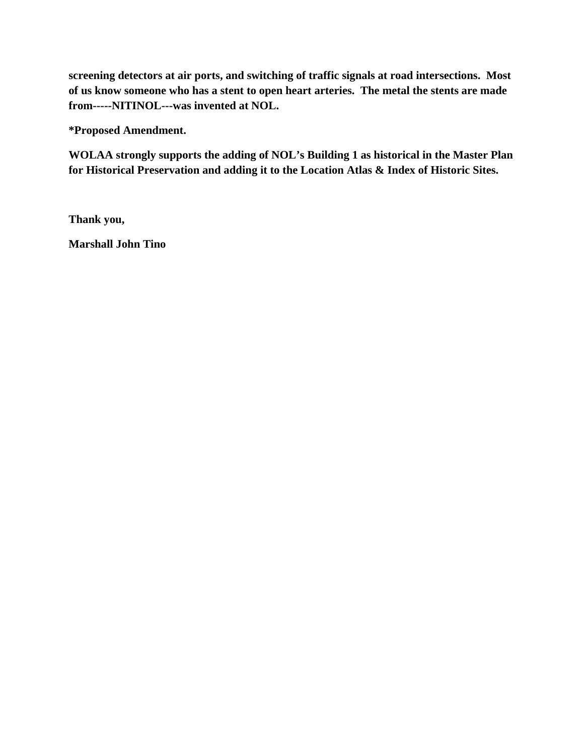**screening detectors at air ports, and switching of traffic signals at road intersections. Most of us know someone who has a stent to open heart arteries. The metal the stents are made from-----NITINOL---was invented at NOL.**

**\*Proposed Amendment.**

**WOLAA strongly supports the adding of NOL's Building 1 as historical in the Master Plan for Historical Preservation and adding it to the Location Atlas & Index of Historic Sites.**

**Thank you,**

**Marshall John Tino**